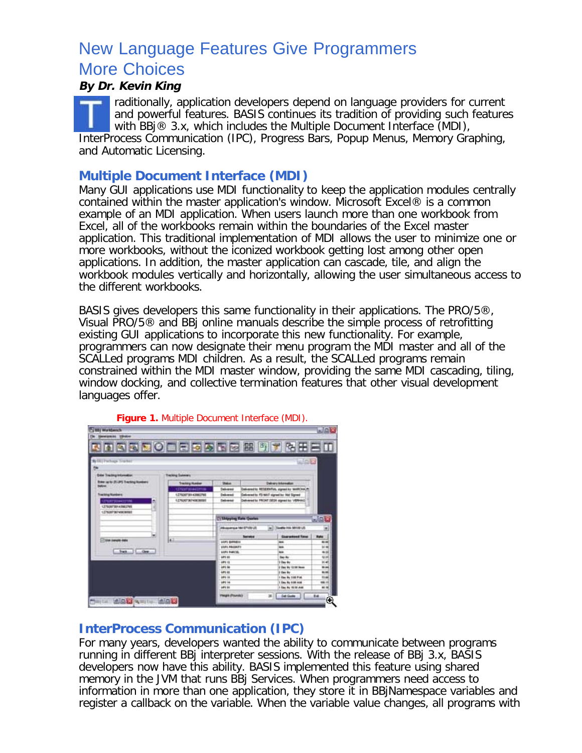# New Language Features Give Programmers More Choices

***By Dr. Kevin King***

Traditionally, application developers depend on language providers for current and powerful features. BASIS continues its tradition of providing such features with BBj® 3.x, which includes the Multiple Document Interface (MDI), InterProcess Communication (IPC), Progress Bars, Popup Menus, Memory Graphing, and Automatic Licensing.

## Multiple Document Interface (MDI)

Many GUI applications use MDI functionality to keep the application modules centrally contained within the master application's window. Microsoft Excel® is a common example of an MDI application. When users launch more than one workbook from Excel, all of the workbooks remain within the boundaries of the Excel master application. This traditional implementation of MDI allows the user to minimize one or more workbooks, without the iconized workbook getting lost among other open applications. In addition, the master application can cascade, tile, and align the workbook modules vertically and horizontally, allowing the user simultaneous access to the different workbooks.

BASIS gives developers this same functionality in their applications. The PRO/5®, Visual PRO/5® and BBj online manuals describe the simple process of retrofitting existing GUI applications to incorporate this new functionality. For example, programmers can now designate their menu program the MDI master and all of the SCALLed programs MDI children. As a result, the SCALLed programs remain constrained within the MDI master window, providing the same MDI cascading, tiling, window docking, and collective termination features that other visual development languages offer.

**Figure 1.** Multiple Document Interface (MDI).

## InterProcess Communication (IPC)

For many years, developers wanted the ability to communicate between programs running in different BBj interpreter sessions. With the release of BBj 3.x, BASIS developers now have this ability. BASIS implemented this feature using shared memory in the JVM that runs BBj Services. When programmers need access to information in more than one application, they store it in BBjNamespace variables and register a callback on the variable. When the variable value changes, all programs with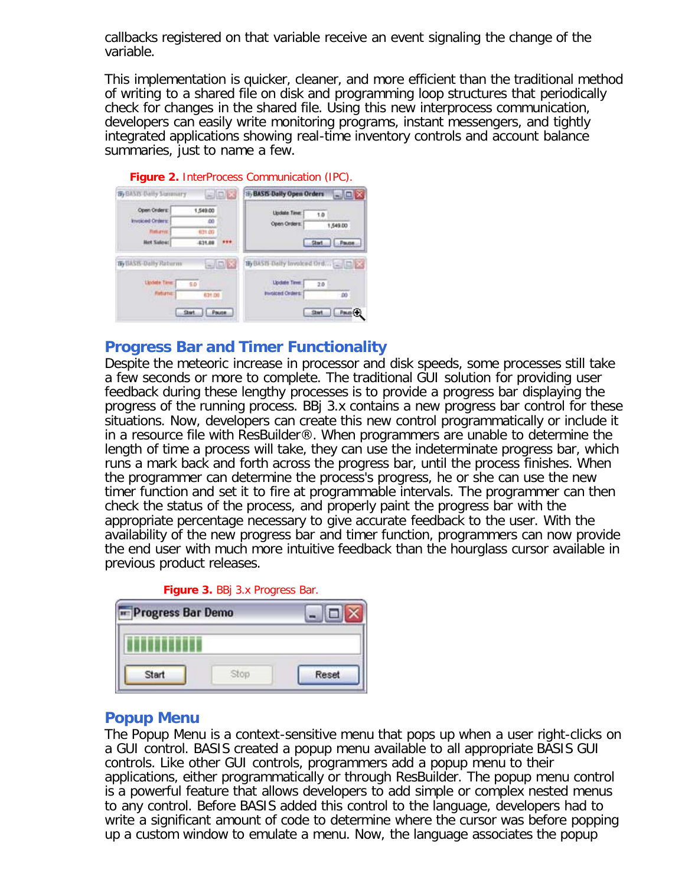callbacks registered on that variable receive an event signaling the change of the variable.

This implementation is quicker, cleaner, and more efficient than the traditional method of writing to a shared file on disk and programming loop structures that periodically check for changes in the shared file. Using this new interprocess communication, developers can easily write monitoring programs, instant messengers, and tightly integrated applications showing real-time inventory controls and account balance summaries, just to name a few.

**Figure 2.** InterProcess Communication (IPC).

## Progress Bar and Timer Functionality

Despite the meteoric increase in processor and disk speeds, some processes still take a few seconds or more to complete. The traditional GUI solution for providing user feedback during these lengthy processes is to provide a progress bar displaying the progress of the running process. BBj 3.x contains a new progress bar control for these situations. Now, developers can create this new control programmatically or include it in a resource file with ResBuilder®. When programmers are unable to determine the length of time a process will take, they can use the indeterminate progress bar, which runs a mark back and forth across the progress bar, until the process finishes. When the programmer can determine the process's progress, he or she can use the new timer function and set it to fire at programmable intervals. The programmer can then check the status of the process, and properly paint the progress bar with the appropriate percentage necessary to give accurate feedback to the user. With the availability of the new progress bar and timer function, programmers can now provide the end user with much more intuitive feedback than the hourglass cursor available in previous product releases.

**Figure 3.** BBj 3.x Progress Bar.

## Popup Menu

The Popup Menu is a context-sensitive menu that pops up when a user right-clicks on a GUI control. BASIS created a popup menu available to all appropriate BASIS GUI controls. Like other GUI controls, programmers add a popup menu to their applications, either programmatically or through ResBuilder. The popup menu control is a powerful feature that allows developers to add simple or complex nested menus to any control. Before BASIS added this control to the language, developers had to write a significant amount of code to determine where the cursor was before popping up a custom window to emulate a menu. Now, the language associates the popup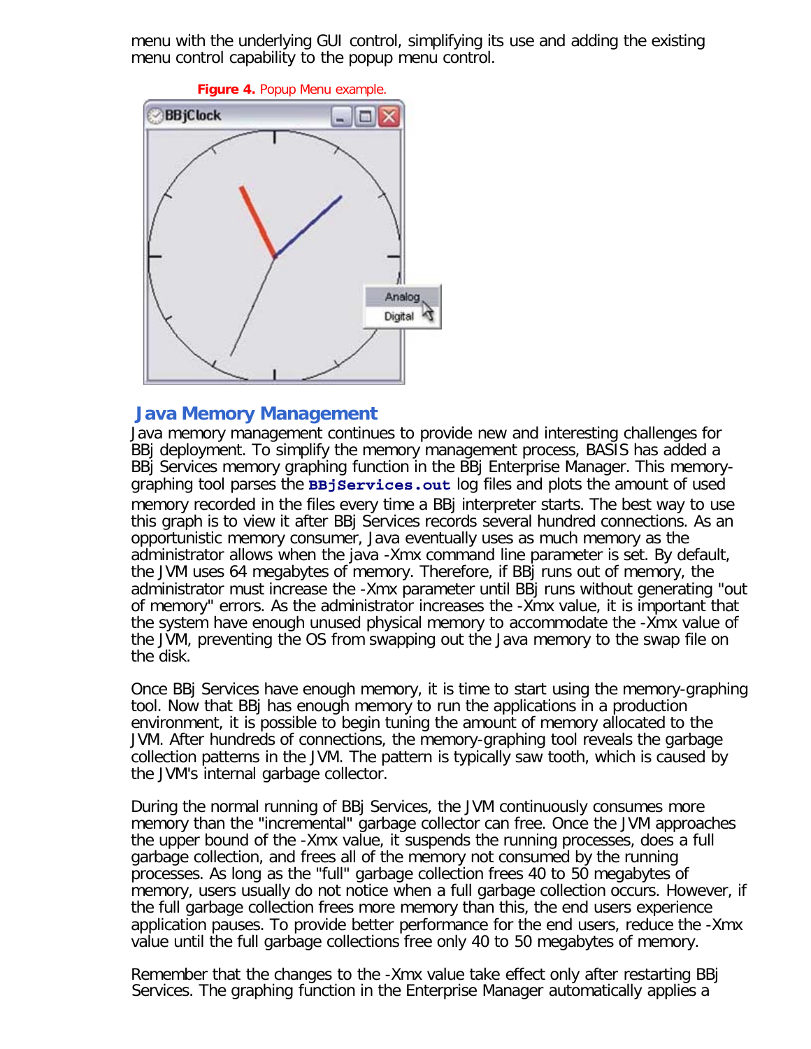menu with the underlying GUI control, simplifying its use and adding the existing menu control capability to the popup menu control.

**Figure 4.** Popup Menu example.

## Java Memory Management

Java memory management continues to provide new and interesting challenges for BBj deployment. To simplify the memory management process, BASIS has added a BBj Services memory graphing function in the BBj Enterprise Manager. This memory-graphing tool parses the **`BBjServices.out`** log files and plots the amount of used memory recorded in the files every time a BBj interpreter starts. The best way to use this graph is to view it after BBj Services records several hundred connections. As an opportunistic memory consumer, Java eventually uses as much memory as the administrator allows when the java -Xmx command line parameter is set. By default, the JVM uses 64 megabytes of memory. Therefore, if BBj runs out of memory, the administrator must increase the -Xmx parameter until BBj runs without generating "out of memory" errors. As the administrator increases the -Xmx value, it is important that the system have enough unused physical memory to accommodate the -Xmx value of the JVM, preventing the OS from swapping out the Java memory to the swap file on the disk.

Once BBj Services have enough memory, it is time to start using the memory-graphing tool. Now that BBj has enough memory to run the applications in a production environment, it is possible to begin tuning the amount of memory allocated to the JVM. After hundreds of connections, the memory-graphing tool reveals the garbage collection patterns in the JVM. The pattern is typically saw tooth, which is caused by the JVM's internal garbage collector.

During the normal running of BBj Services, the JVM continuously consumes more memory than the "incremental" garbage collector can free. Once the JVM approaches the upper bound of the -Xmx value, it suspends the running processes, does a full garbage collection, and frees all of the memory not consumed by the running processes. As long as the "full" garbage collection frees 40 to 50 megabytes of memory, users usually do not notice when a full garbage collection occurs. However, if the full garbage collection frees more memory than this, the end users experience application pauses. To provide better performance for the end users, reduce the -Xmx value until the full garbage collections free only 40 to 50 megabytes of memory.

Remember that the changes to the -Xmx value take effect only after restarting BBj Services. The graphing function in the Enterprise Manager automatically applies a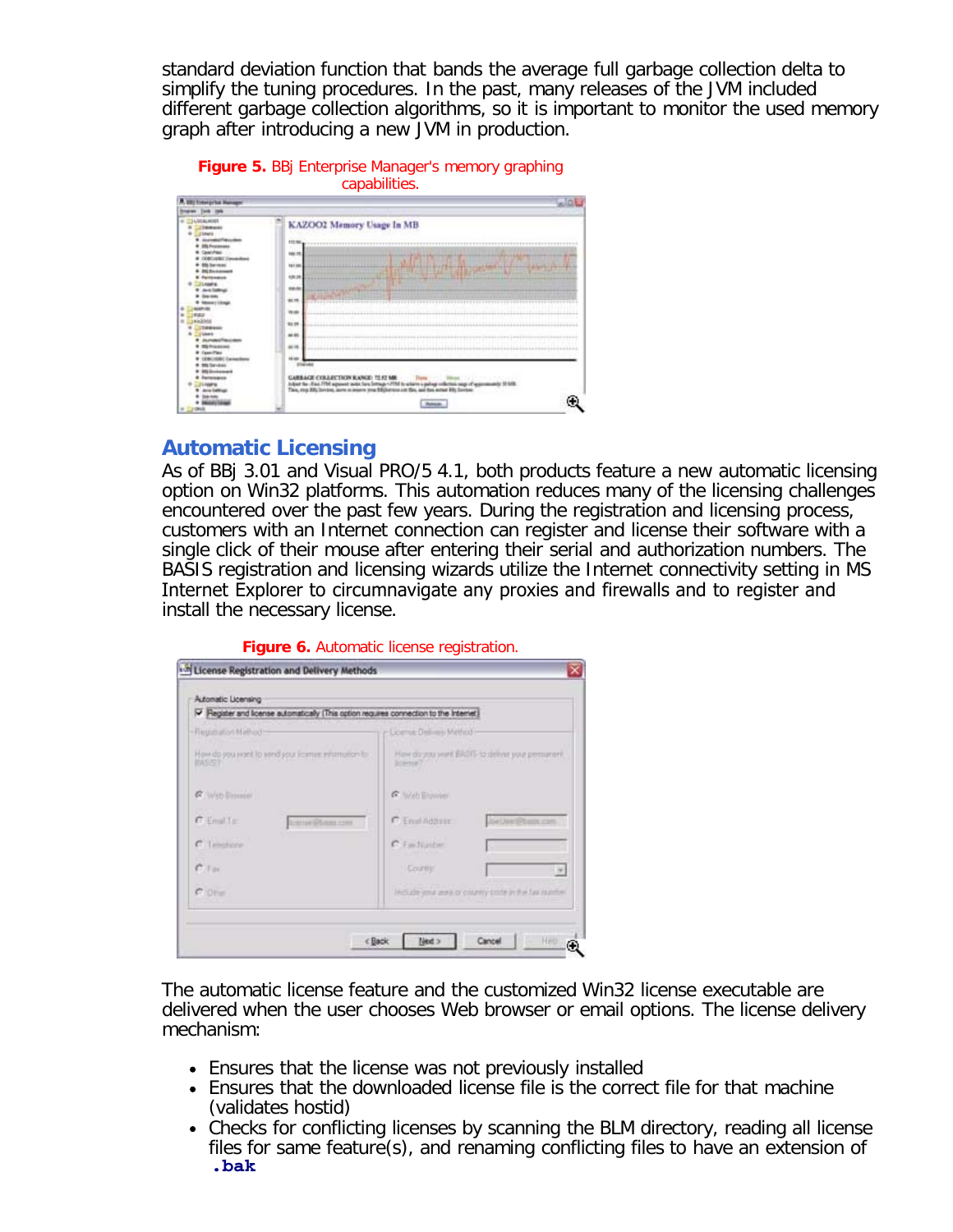standard deviation function that bands the average full garbage collection delta to simplify the tuning procedures. In the past, many releases of the JVM included different garbage collection algorithms, so it is important to monitor the used memory graph after introducing a new JVM in production.

**Figure 5.** BBj Enterprise Manager's memory graphing capabilities.

## Automatic Licensing

As of BBj 3.01 and Visual PRO/5 4.1, both products feature a new automatic licensing option on Win32 platforms. This automation reduces many of the licensing challenges encountered over the past few years. During the registration and licensing process, customers with an Internet connection can register and license their software with a single click of their mouse after entering their serial and authorization numbers. The BASIS registration and licensing wizards utilize the Internet connectivity setting in MS Internet Explorer to circumnavigate any proxies and firewalls and to register and install the necessary license.

**Figure 6.** Automatic license registration.

The automatic license feature and the customized Win32 license executable are delivered when the user chooses Web browser or email options. The license delivery mechanism:

- Ensures that the license was not previously installed
- Ensures that the downloaded license file is the correct file for that machine (validates hostid)
- Checks for conflicting licenses by scanning the BLM directory, reading all license files for same feature(s), and renaming conflicting files to have an extension of `.bak`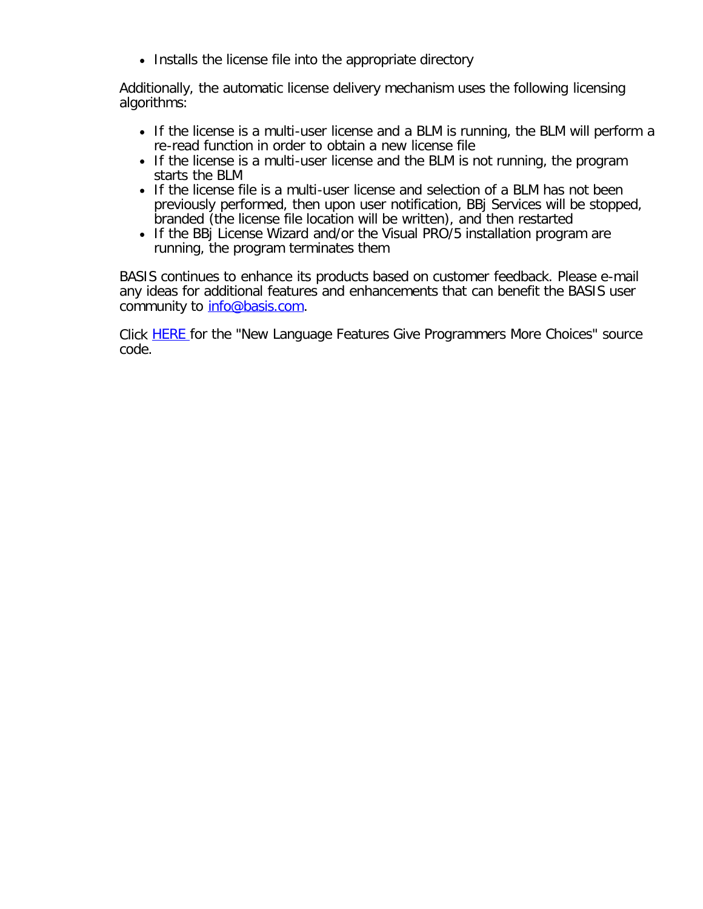- Installs the license file into the appropriate directory

Additionally, the automatic license delivery mechanism uses the following licensing algorithms:

- If the license is a multi-user license and a BLM is running, the BLM will perform a re-read function in order to obtain a new license file
- If the license is a multi-user license and the BLM is not running, the program starts the BLM
- If the license file is a multi-user license and selection of a BLM has not been previously performed, then upon user notification, BBj Services will be stopped, branded (the license file location will be written), and then restarted
- If the BBj License Wizard and/or the Visual PRO/5 installation program are running, the program terminates them

BASIS continues to enhance its products based on customer feedback. Please e-mail any ideas for additional features and enhancements that can benefit the BASIS user community to info@basis.com.

Click HERE for the "New Language Features Give Programmers More Choices" source code.